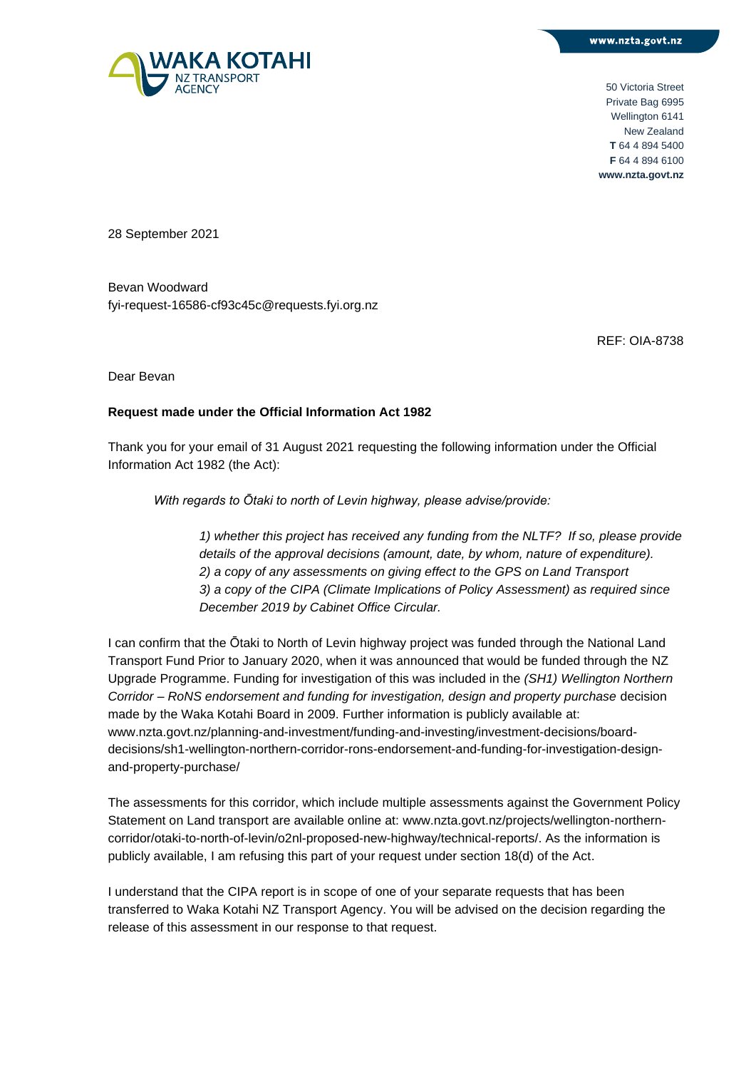www.nzta.govt.nz

WAKA KOTAHI
NZ TRANSPORT AGENCY

50 Victoria Street
Private Bag 6995
Wellington 6141
New Zealand
**T** 64 4 894 5400
**F** 64 4 894 6100
**www.nzta.govt.nz**

28 September 2021

Bevan Woodward
fyi-request-16586-cf93c45c@requests.fyi.org.nz

REF: OIA-8738

Dear Bevan

**Request made under the Official Information Act 1982**

Thank you for your email of 31 August 2021 requesting the following information under the Official Information Act 1982 (the Act):

> *With regards to Ōtaki to north of Levin highway, please advise/provide:*
>
> *1) whether this project has received any funding from the NLTF? If so, please provide details of the approval decisions (amount, date, by whom, nature of expenditure).*
> *2) a copy of any assessments on giving effect to the GPS on Land Transport*
> *3) a copy of the CIPA (Climate Implications of Policy Assessment) as required since December 2019 by Cabinet Office Circular.*

I can confirm that the Ōtaki to North of Levin highway project was funded through the National Land Transport Fund Prior to January 2020, when it was announced that would be funded through the NZ Upgrade Programme. Funding for investigation of this was included in the *(SH1) Wellington Northern Corridor – RoNS endorsement and funding for investigation, design and property purchase* decision made by the Waka Kotahi Board in 2009. Further information is publicly available at: www.nzta.govt.nz/planning-and-investment/funding-and-investing/investment-decisions/board-decisions/sh1-wellington-northern-corridor-rons-endorsement-and-funding-for-investigation-design-and-property-purchase/

The assessments for this corridor, which include multiple assessments against the Government Policy Statement on Land transport are available online at: www.nzta.govt.nz/projects/wellington-northern-corridor/otaki-to-north-of-levin/o2nl-proposed-new-highway/technical-reports/. As the information is publicly available, I am refusing this part of your request under section 18(d) of the Act.

I understand that the CIPA report is in scope of one of your separate requests that has been transferred to Waka Kotahi NZ Transport Agency. You will be advised on the decision regarding the release of this assessment in our response to that request.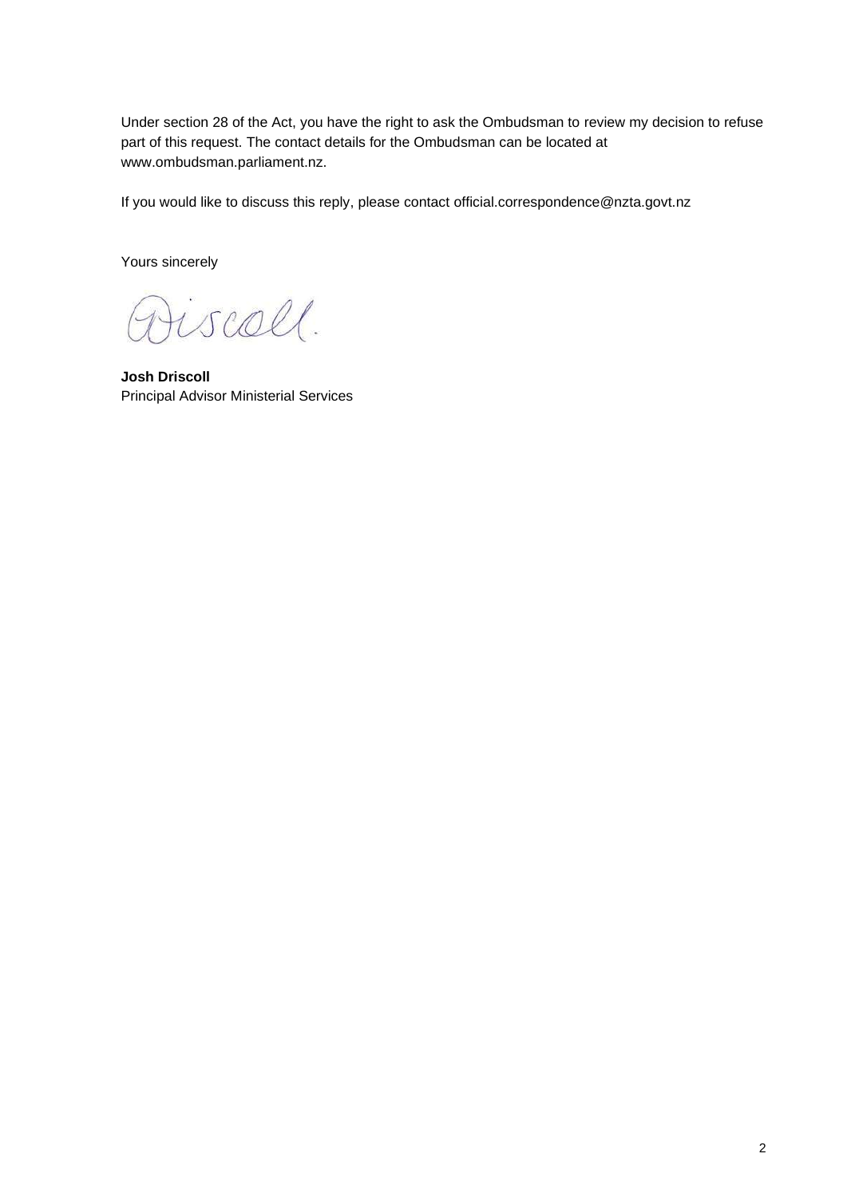Under section 28 of the Act, you have the right to ask the Ombudsman to review my decision to refuse part of this request. The contact details for the Ombudsman can be located at www.ombudsman.parliament.nz.

If you would like to discuss this reply, please contact official.correspondence@nzta.govt.nz

Yours sincerely

**Josh Driscoll**
Principal Advisor Ministerial Services